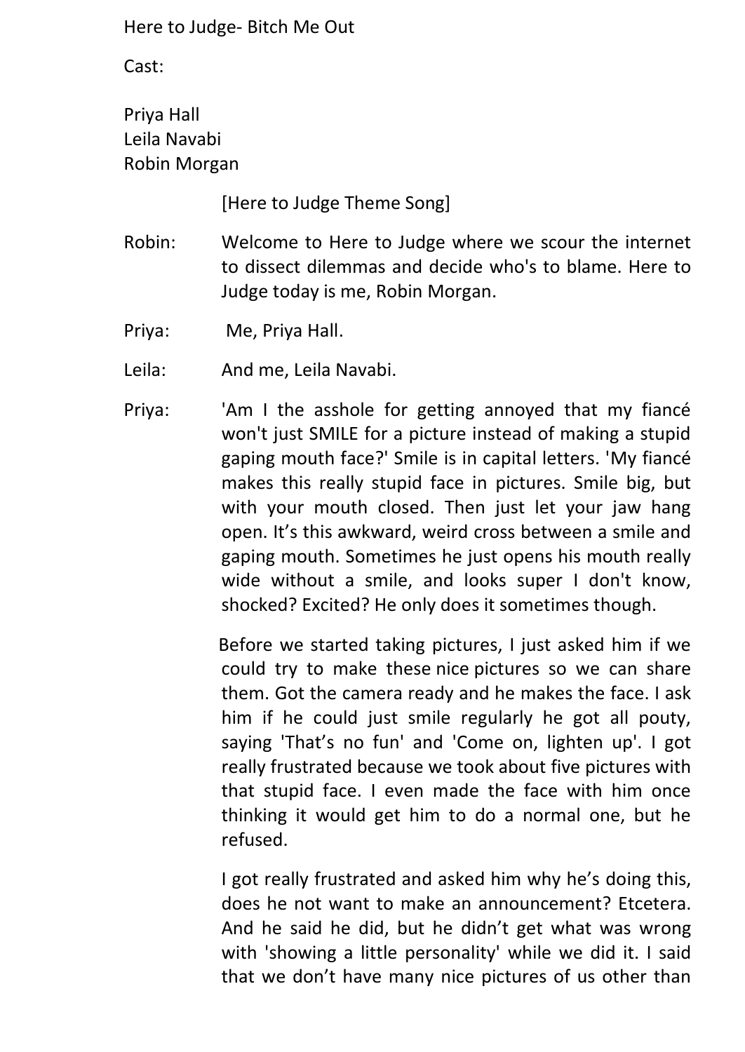Here to Judge- Bitch Me Out

Cast:

Priya Hall
Leila Navabi
Robin Morgan

[Here to Judge Theme Song]

Robin: Welcome to Here to Judge where we scour the internet to dissect dilemmas and decide who's to blame. Here to Judge today is me, Robin Morgan.

Priya: Me, Priya Hall.

Leila: And me, Leila Navabi.

Priya: 'Am I the asshole for getting annoyed that my fiancé won't just SMILE for a picture instead of making a stupid gaping mouth face?' Smile is in capital letters. 'My fiancé makes this really stupid face in pictures. Smile big, but with your mouth closed. Then just let your jaw hang open. It's this awkward, weird cross between a smile and gaping mouth. Sometimes he just opens his mouth really wide without a smile, and looks super I don't know, shocked? Excited? He only does it sometimes though.

Before we started taking pictures, I just asked him if we could try to make these nice pictures so we can share them. Got the camera ready and he makes the face. I ask him if he could just smile regularly he got all pouty, saying 'That's no fun' and 'Come on, lighten up'. I got really frustrated because we took about five pictures with that stupid face. I even made the face with him once thinking it would get him to do a normal one, but he refused.

I got really frustrated and asked him why he's doing this, does he not want to make an announcement? Etcetera. And he said he did, but he didn't get what was wrong with 'showing a little personality' while we did it. I said that we don't have many nice pictures of us other than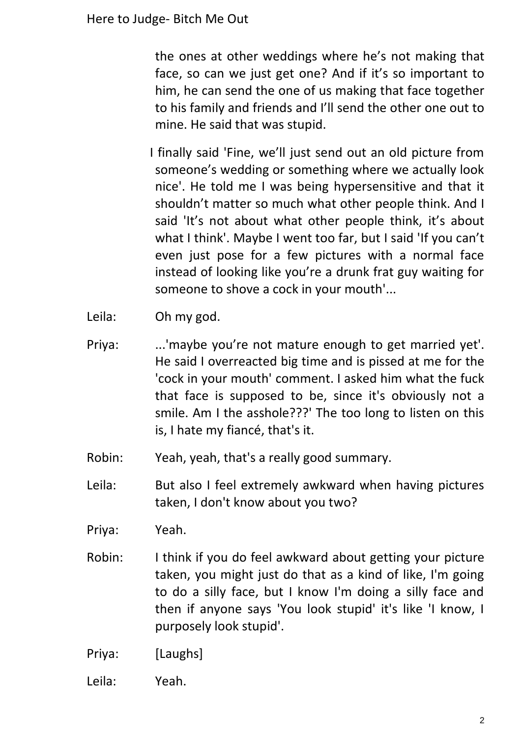the ones at other weddings where he's not making that face, so can we just get one? And if it's so important to him, he can send the one of us making that face together to his family and friends and I'll send the other one out to mine. He said that was stupid.

I finally said 'Fine, we'll just send out an old picture from someone's wedding or something where we actually look nice'. He told me I was being hypersensitive and that it shouldn't matter so much what other people think. And I said 'It's not about what other people think, it's about what I think'. Maybe I went too far, but I said 'If you can't even just pose for a few pictures with a normal face instead of looking like you're a drunk frat guy waiting for someone to shove a cock in your mouth'...

Leila: Oh my god.

Priya: ...'maybe you're not mature enough to get married yet'. He said I overreacted big time and is pissed at me for the 'cock in your mouth' comment. I asked him what the fuck that face is supposed to be, since it's obviously not a smile. Am I the asshole???' The too long to listen on this is, I hate my fiancé, that's it.

Robin: Yeah, yeah, that's a really good summary.

Leila: But also I feel extremely awkward when having pictures taken, I don't know about you two?

Priya: Yeah.

Robin: I think if you do feel awkward about getting your picture taken, you might just do that as a kind of like, I'm going to do a silly face, but I know I'm doing a silly face and then if anyone says 'You look stupid' it's like 'I know, I purposely look stupid'.

Priya: [Laughs]

Leila: Yeah.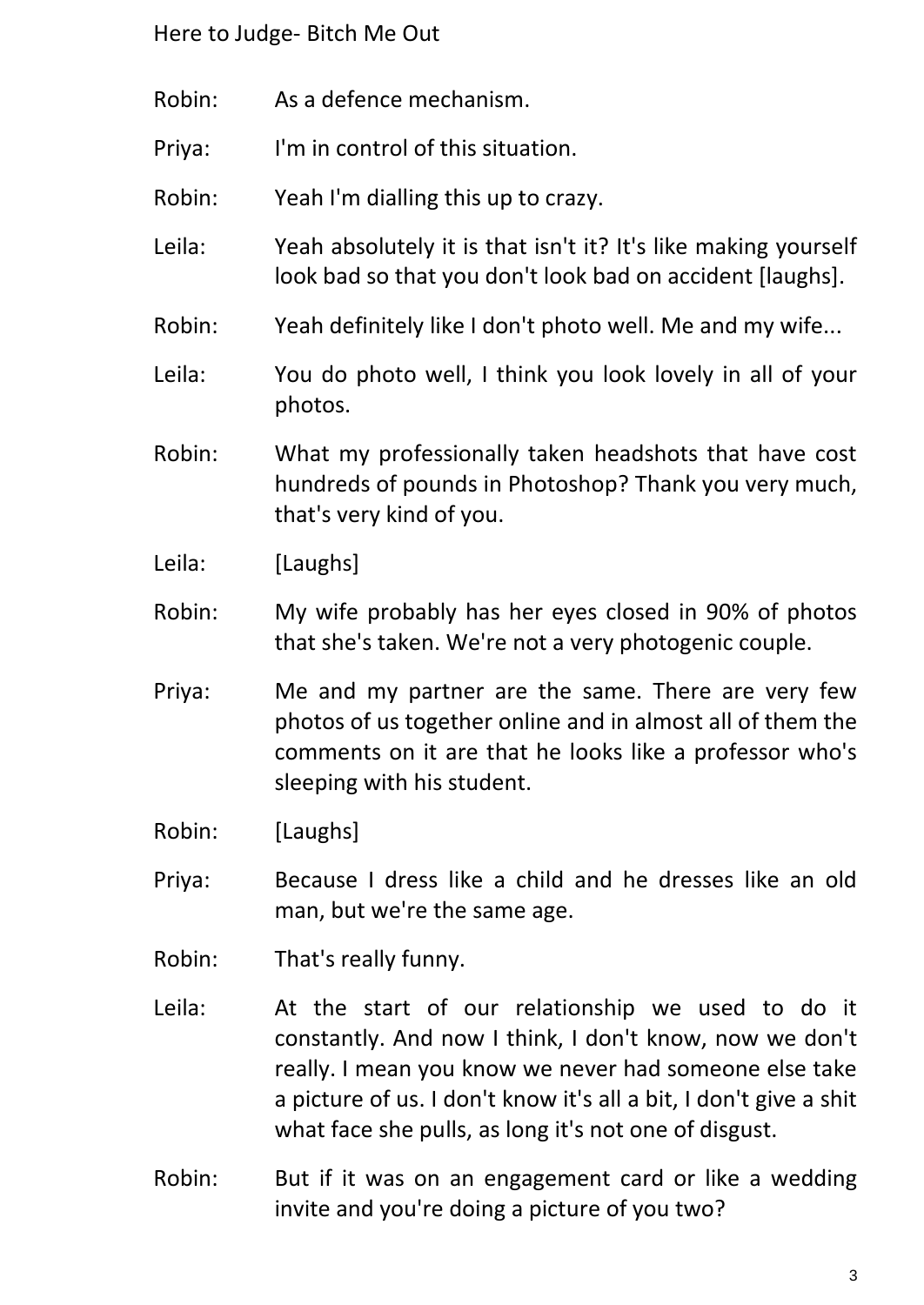Robin: As a defence mechanism.

Priya: I'm in control of this situation.

Robin: Yeah I'm dialling this up to crazy.

Leila: Yeah absolutely it is that isn't it? It's like making yourself look bad so that you don't look bad on accident [laughs].

Robin: Yeah definitely like I don't photo well. Me and my wife...

Leila: You do photo well, I think you look lovely in all of your photos.

Robin: What my professionally taken headshots that have cost hundreds of pounds in Photoshop? Thank you very much, that's very kind of you.

Leila: [Laughs]

Robin: My wife probably has her eyes closed in 90% of photos that she's taken. We're not a very photogenic couple.

Priya: Me and my partner are the same. There are very few photos of us together online and in almost all of them the comments on it are that he looks like a professor who's sleeping with his student.

Robin: [Laughs]

Priya: Because I dress like a child and he dresses like an old man, but we're the same age.

Robin: That's really funny.

Leila: At the start of our relationship we used to do it constantly. And now I think, I don't know, now we don't really. I mean you know we never had someone else take a picture of us. I don't know it's all a bit, I don't give a shit what face she pulls, as long it's not one of disgust.

Robin: But if it was on an engagement card or like a wedding invite and you're doing a picture of you two?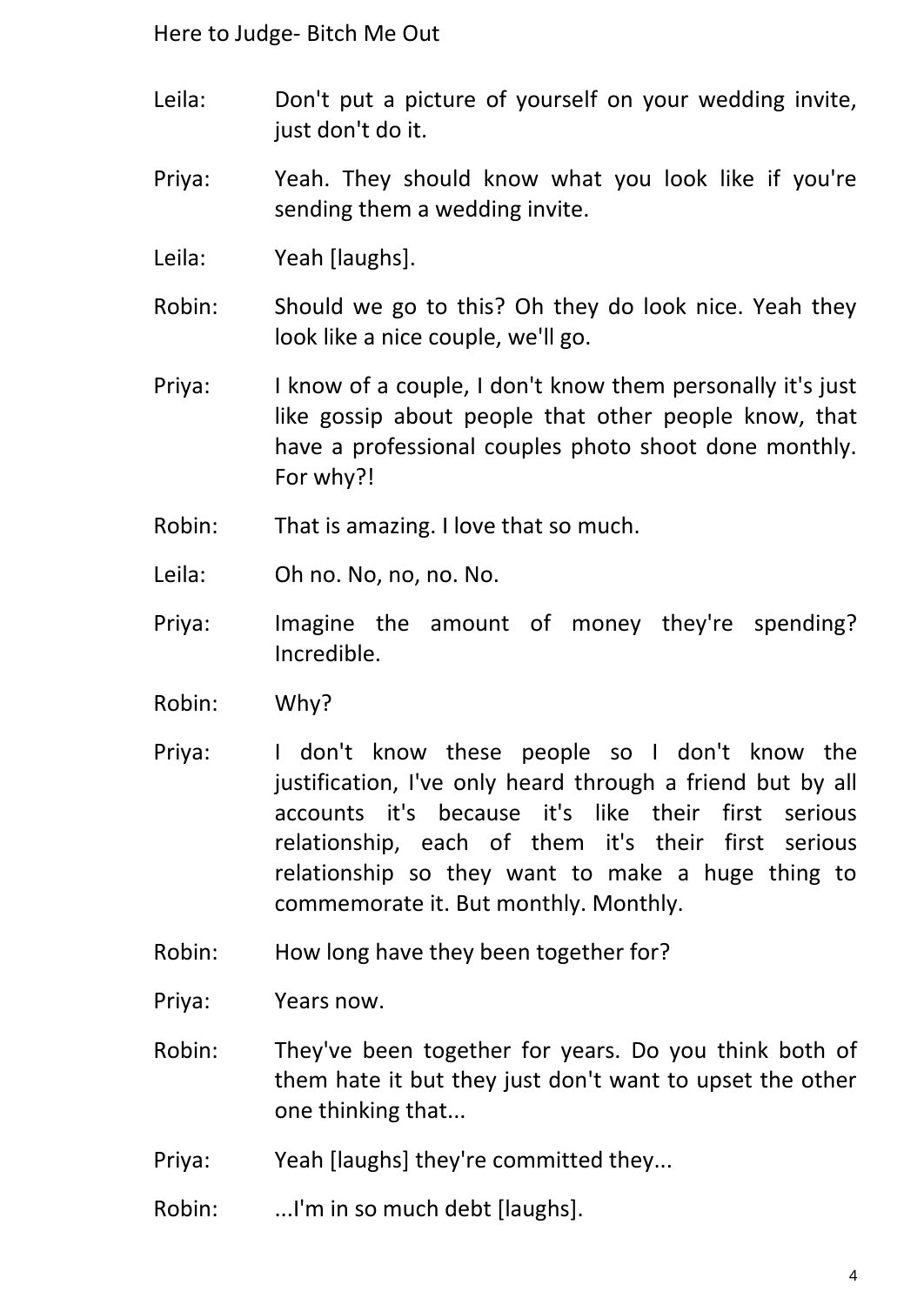Leila: Don't put a picture of yourself on your wedding invite, just don't do it.

Priya: Yeah. They should know what you look like if you're sending them a wedding invite.

Leila: Yeah [laughs].

Robin: Should we go to this? Oh they do look nice. Yeah they look like a nice couple, we'll go.

Priya: I know of a couple, I don't know them personally it's just like gossip about people that other people know, that have a professional couples photo shoot done monthly. For why?!

Robin: That is amazing. I love that so much.

Leila: Oh no. No, no, no. No.

Priya: Imagine the amount of money they're spending? Incredible.

Robin: Why?

Priya: I don't know these people so I don't know the justification, I've only heard through a friend but by all accounts it's because it's like their first serious relationship, each of them it's their first serious relationship so they want to make a huge thing to commemorate it. But monthly. Monthly.

Robin: How long have they been together for?

Priya: Years now.

Robin: They've been together for years. Do you think both of them hate it but they just don't want to upset the other one thinking that...

Priya: Yeah [laughs] they're committed they...

Robin: ...I'm in so much debt [laughs].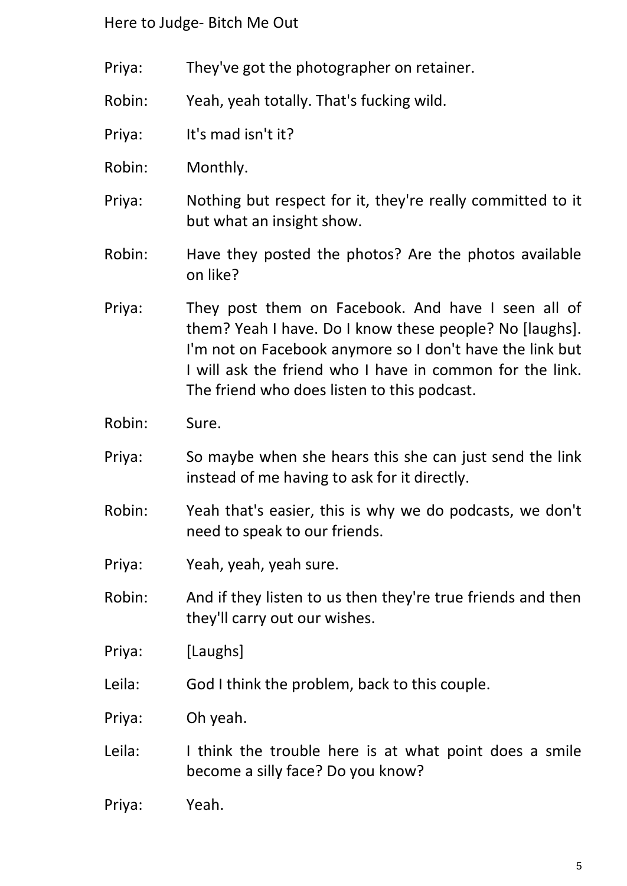Priya: They've got the photographer on retainer.

Robin: Yeah, yeah totally. That's fucking wild.

Priya: It's mad isn't it?

Robin: Monthly.

Priya: Nothing but respect for it, they're really committed to it but what an insight show.

Robin: Have they posted the photos? Are the photos available on like?

Priya: They post them on Facebook. And have I seen all of them? Yeah I have. Do I know these people? No [laughs]. I'm not on Facebook anymore so I don't have the link but I will ask the friend who I have in common for the link. The friend who does listen to this podcast.

Robin: Sure.

Priya: So maybe when she hears this she can just send the link instead of me having to ask for it directly.

Robin: Yeah that's easier, this is why we do podcasts, we don't need to speak to our friends.

Priya: Yeah, yeah, yeah sure.

Robin: And if they listen to us then they're true friends and then they'll carry out our wishes.

Priya: [Laughs]

Leila: God I think the problem, back to this couple.

Priya: Oh yeah.

Leila: I think the trouble here is at what point does a smile become a silly face? Do you know?

Priya: Yeah.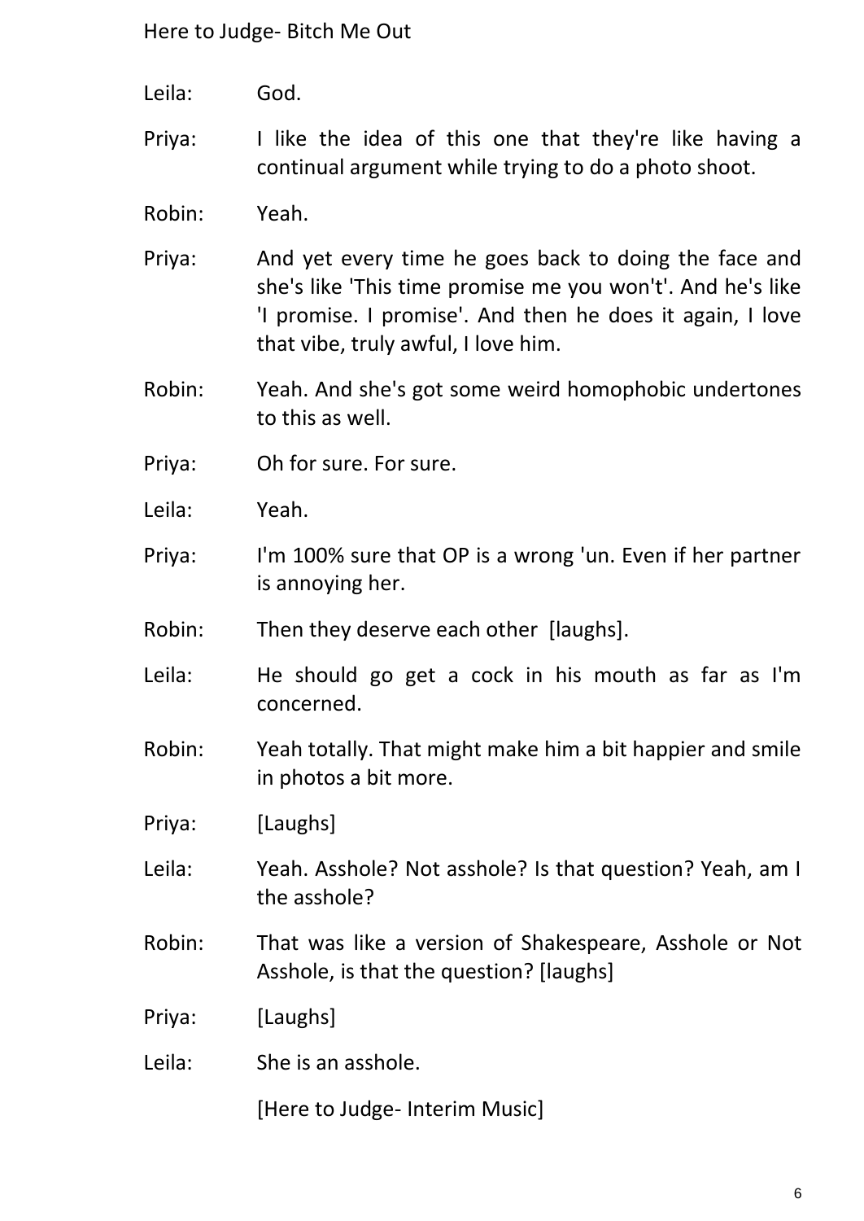Leila: God.

Priya: I like the idea of this one that they're like having a continual argument while trying to do a photo shoot.

Robin: Yeah.

Priya: And yet every time he goes back to doing the face and she's like 'This time promise me you won't'. And he's like 'I promise. I promise'. And then he does it again, I love that vibe, truly awful, I love him.

Robin: Yeah. And she's got some weird homophobic undertones to this as well.

Priya: Oh for sure. For sure.

Leila: Yeah.

Priya: I'm 100% sure that OP is a wrong 'un. Even if her partner is annoying her.

Robin: Then they deserve each other [laughs].

Leila: He should go get a cock in his mouth as far as I'm concerned.

Robin: Yeah totally. That might make him a bit happier and smile in photos a bit more.

Priya: [Laughs]

Leila: Yeah. Asshole? Not asshole? Is that question? Yeah, am I the asshole?

Robin: That was like a version of Shakespeare, Asshole or Not Asshole, is that the question? [laughs]

Priya: [Laughs]

Leila: She is an asshole.

[Here to Judge- Interim Music]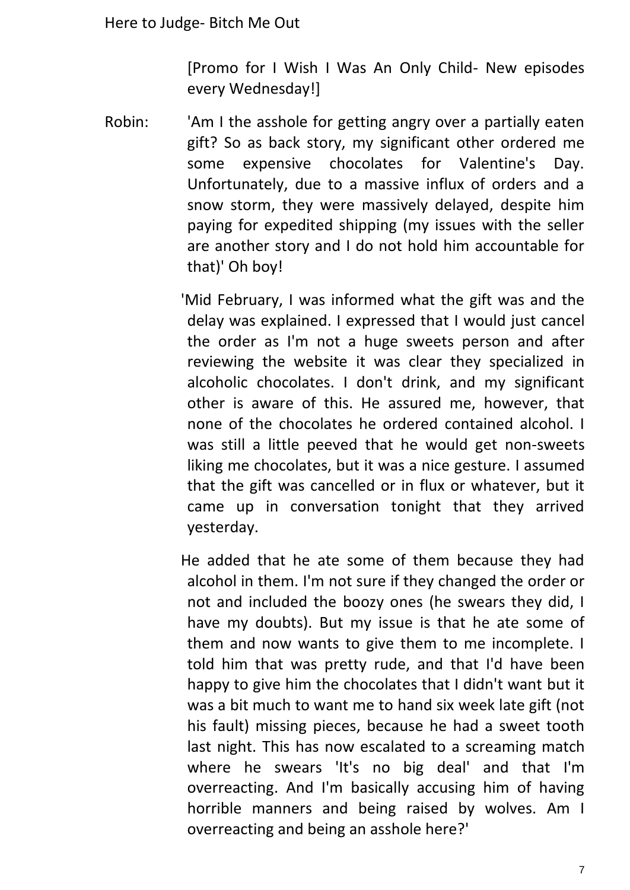[Promo for I Wish I Was An Only Child- New episodes every Wednesday!]

Robin: 'Am I the asshole for getting angry over a partially eaten gift? So as back story, my significant other ordered me some expensive chocolates for Valentine's Day. Unfortunately, due to a massive influx of orders and a snow storm, they were massively delayed, despite him paying for expedited shipping (my issues with the seller are another story and I do not hold him accountable for that)' Oh boy!

'Mid February, I was informed what the gift was and the delay was explained. I expressed that I would just cancel the order as I'm not a huge sweets person and after reviewing the website it was clear they specialized in alcoholic chocolates. I don't drink, and my significant other is aware of this. He assured me, however, that none of the chocolates he ordered contained alcohol. I was still a little peeved that he would get non-sweets liking me chocolates, but it was a nice gesture. I assumed that the gift was cancelled or in flux or whatever, but it came up in conversation tonight that they arrived yesterday.

He added that he ate some of them because they had alcohol in them. I'm not sure if they changed the order or not and included the boozy ones (he swears they did, I have my doubts). But my issue is that he ate some of them and now wants to give them to me incomplete. I told him that was pretty rude, and that I'd have been happy to give him the chocolates that I didn't want but it was a bit much to want me to hand six week late gift (not his fault) missing pieces, because he had a sweet tooth last night. This has now escalated to a screaming match where he swears 'It's no big deal' and that I'm overreacting. And I'm basically accusing him of having horrible manners and being raised by wolves. Am I overreacting and being an asshole here?'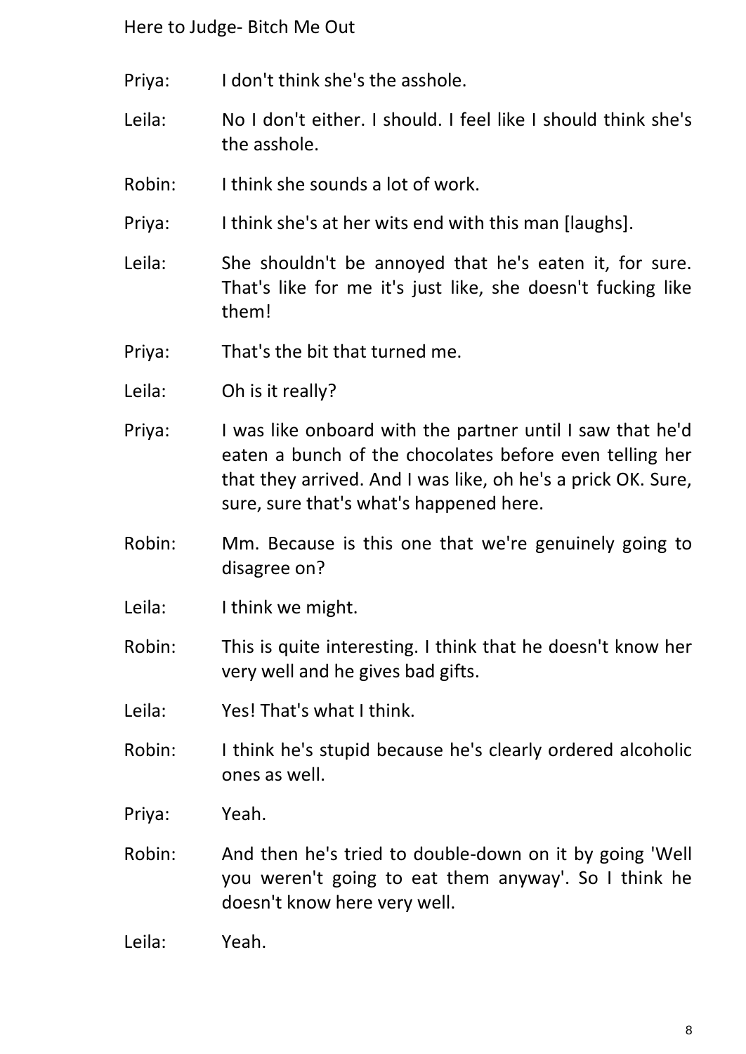Priya: I don't think she's the asshole.

Leila: No I don't either. I should. I feel like I should think she's the asshole.

Robin: I think she sounds a lot of work.

Priya: I think she's at her wits end with this man [laughs].

Leila: She shouldn't be annoyed that he's eaten it, for sure. That's like for me it's just like, she doesn't fucking like them!

Priya: That's the bit that turned me.

Leila: Oh is it really?

Priya: I was like onboard with the partner until I saw that he'd eaten a bunch of the chocolates before even telling her that they arrived. And I was like, oh he's a prick OK. Sure, sure, sure that's what's happened here.

Robin: Mm. Because is this one that we're genuinely going to disagree on?

Leila: I think we might.

Robin: This is quite interesting. I think that he doesn't know her very well and he gives bad gifts.

Leila: Yes! That's what I think.

Robin: I think he's stupid because he's clearly ordered alcoholic ones as well.

Priya: Yeah.

Robin: And then he's tried to double-down on it by going 'Well you weren't going to eat them anyway'. So I think he doesn't know here very well.

Leila: Yeah.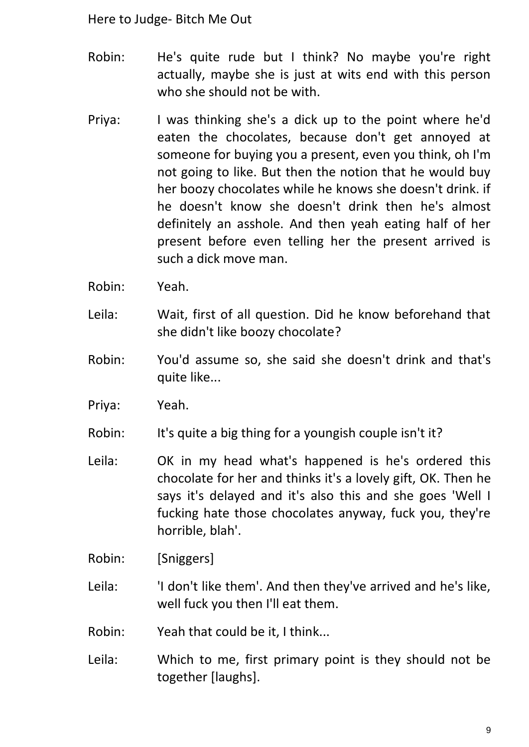Robin: He's quite rude but I think? No maybe you're right actually, maybe she is just at wits end with this person who she should not be with.

Priya: I was thinking she's a dick up to the point where he'd eaten the chocolates, because don't get annoyed at someone for buying you a present, even you think, oh I'm not going to like. But then the notion that he would buy her boozy chocolates while he knows she doesn't drink. if he doesn't know she doesn't drink then he's almost definitely an asshole. And then yeah eating half of her present before even telling her the present arrived is such a dick move man.

Robin: Yeah.

Leila: Wait, first of all question. Did he know beforehand that she didn't like boozy chocolate?

Robin: You'd assume so, she said she doesn't drink and that's quite like...

Priya: Yeah.

Robin: It's quite a big thing for a youngish couple isn't it?

Leila: OK in my head what's happened is he's ordered this chocolate for her and thinks it's a lovely gift, OK. Then he says it's delayed and it's also this and she goes 'Well I fucking hate those chocolates anyway, fuck you, they're horrible, blah'.

Robin: [Sniggers]

Leila: 'I don't like them'. And then they've arrived and he's like, well fuck you then I'll eat them.

Robin: Yeah that could be it, I think...

Leila: Which to me, first primary point is they should not be together [laughs].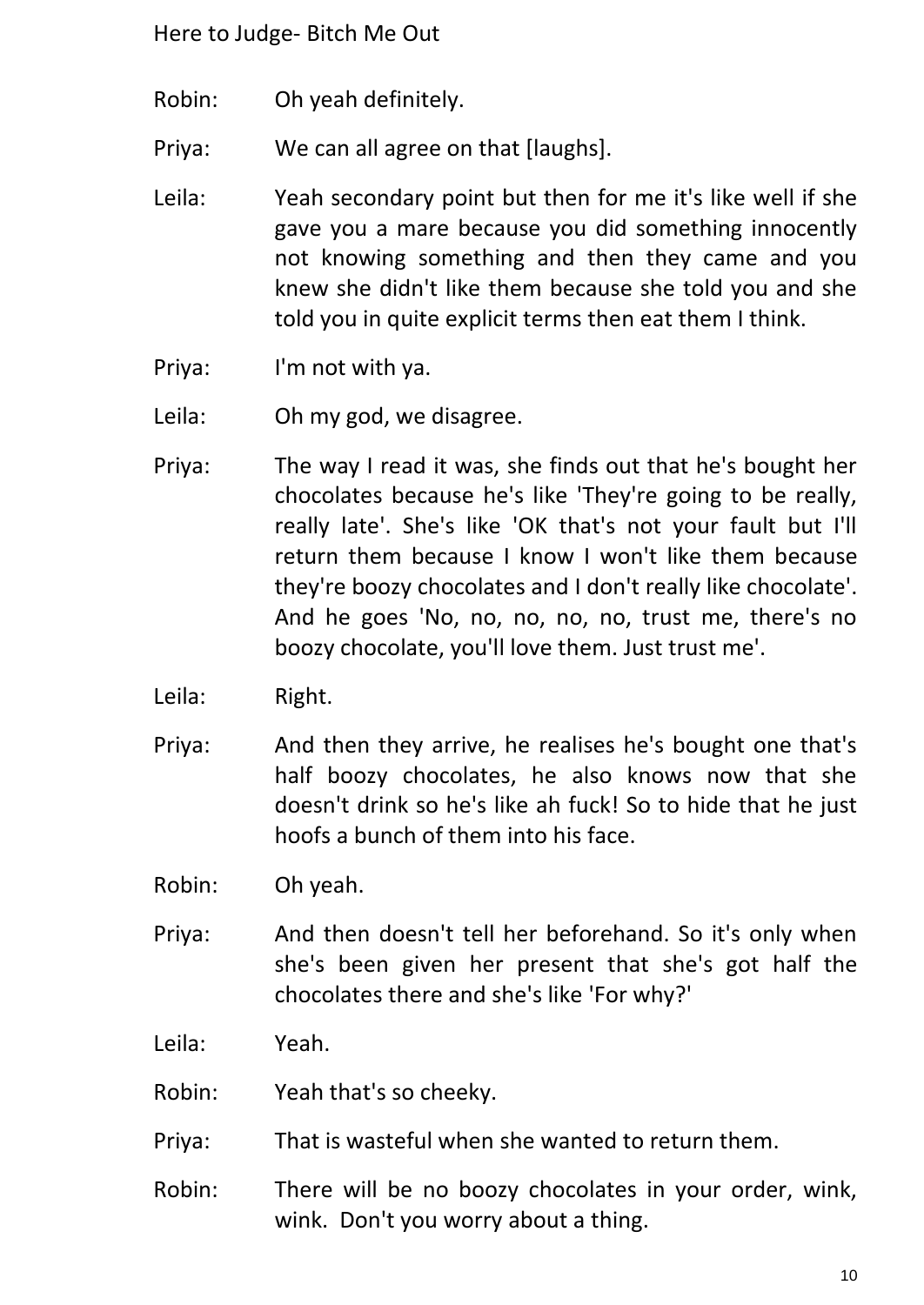Robin: Oh yeah definitely.

Priya: We can all agree on that [laughs].

Leila: Yeah secondary point but then for me it's like well if she gave you a mare because you did something innocently not knowing something and then they came and you knew she didn't like them because she told you and she told you in quite explicit terms then eat them I think.

Priya: I'm not with ya.

Leila: Oh my god, we disagree.

Priya: The way I read it was, she finds out that he's bought her chocolates because he's like 'They're going to be really, really late'. She's like 'OK that's not your fault but I'll return them because I know I won't like them because they're boozy chocolates and I don't really like chocolate'. And he goes 'No, no, no, no, no, trust me, there's no boozy chocolate, you'll love them. Just trust me'.

Leila: Right.

Priya: And then they arrive, he realises he's bought one that's half boozy chocolates, he also knows now that she doesn't drink so he's like ah fuck! So to hide that he just hoofs a bunch of them into his face.

Robin: Oh yeah.

Priya: And then doesn't tell her beforehand. So it's only when she's been given her present that she's got half the chocolates there and she's like 'For why?'

Leila: Yeah.

Robin: Yeah that's so cheeky.

Priya: That is wasteful when she wanted to return them.

Robin: There will be no boozy chocolates in your order, wink, wink. Don't you worry about a thing.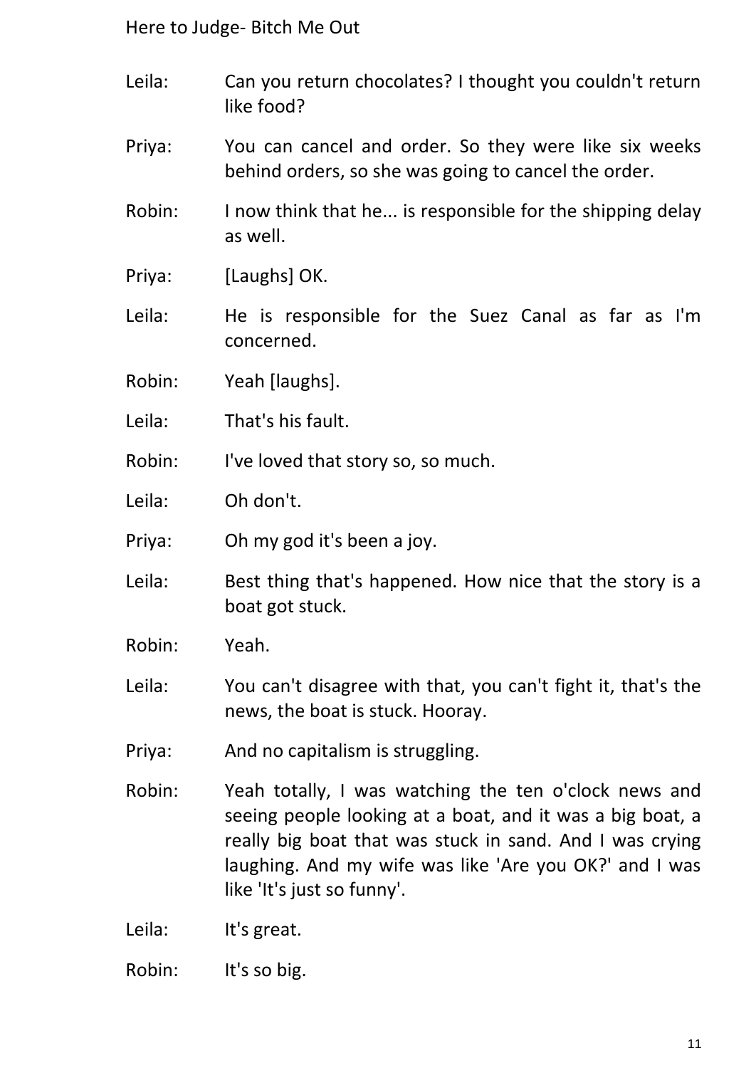Leila: Can you return chocolates? I thought you couldn't return like food?

Priya: You can cancel and order. So they were like six weeks behind orders, so she was going to cancel the order.

Robin: I now think that he... is responsible for the shipping delay as well.

Priya: [Laughs] OK.

Leila: He is responsible for the Suez Canal as far as I'm concerned.

Robin: Yeah [laughs].

Leila: That's his fault.

Robin: I've loved that story so, so much.

Leila: Oh don't.

Priya: Oh my god it's been a joy.

Leila: Best thing that's happened. How nice that the story is a boat got stuck.

Robin: Yeah.

Leila: You can't disagree with that, you can't fight it, that's the news, the boat is stuck. Hooray.

Priya: And no capitalism is struggling.

Robin: Yeah totally, I was watching the ten o'clock news and seeing people looking at a boat, and it was a big boat, a really big boat that was stuck in sand. And I was crying laughing. And my wife was like 'Are you OK?' and I was like 'It's just so funny'.

Leila: It's great.

Robin: It's so big.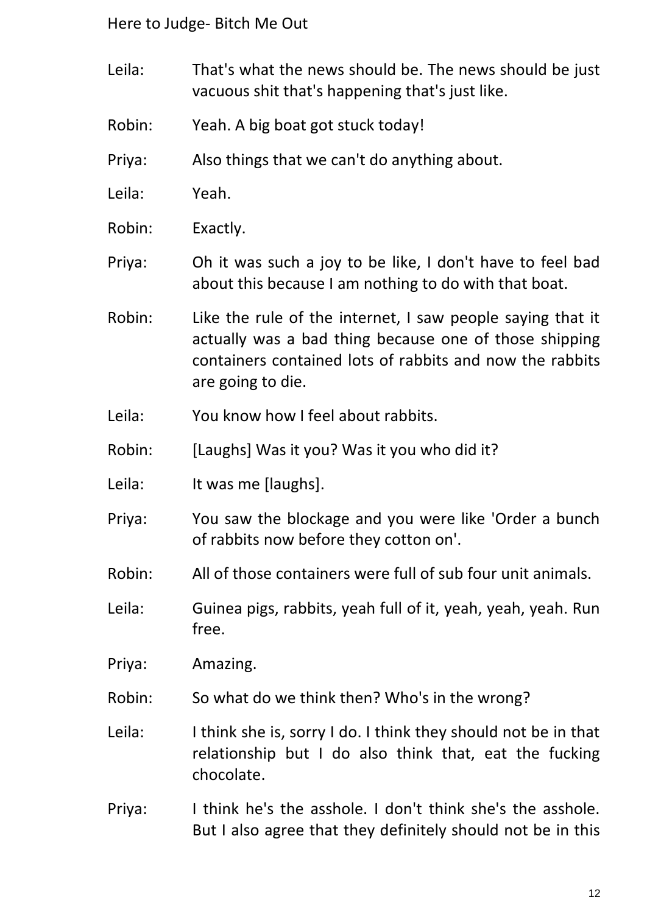Leila: That's what the news should be. The news should be just vacuous shit that's happening that's just like.

Robin: Yeah. A big boat got stuck today!

Priya: Also things that we can't do anything about.

Leila: Yeah.

Robin: Exactly.

Priya: Oh it was such a joy to be like, I don't have to feel bad about this because I am nothing to do with that boat.

Robin: Like the rule of the internet, I saw people saying that it actually was a bad thing because one of those shipping containers contained lots of rabbits and now the rabbits are going to die.

Leila: You know how I feel about rabbits.

Robin: [Laughs] Was it you? Was it you who did it?

Leila: It was me [laughs].

Priya: You saw the blockage and you were like 'Order a bunch of rabbits now before they cotton on'.

Robin: All of those containers were full of sub four unit animals.

Leila: Guinea pigs, rabbits, yeah full of it, yeah, yeah, yeah. Run free.

Priya: Amazing.

Robin: So what do we think then? Who's in the wrong?

Leila: I think she is, sorry I do. I think they should not be in that relationship but I do also think that, eat the fucking chocolate.

Priya: I think he's the asshole. I don't think she's the asshole. But I also agree that they definitely should not be in this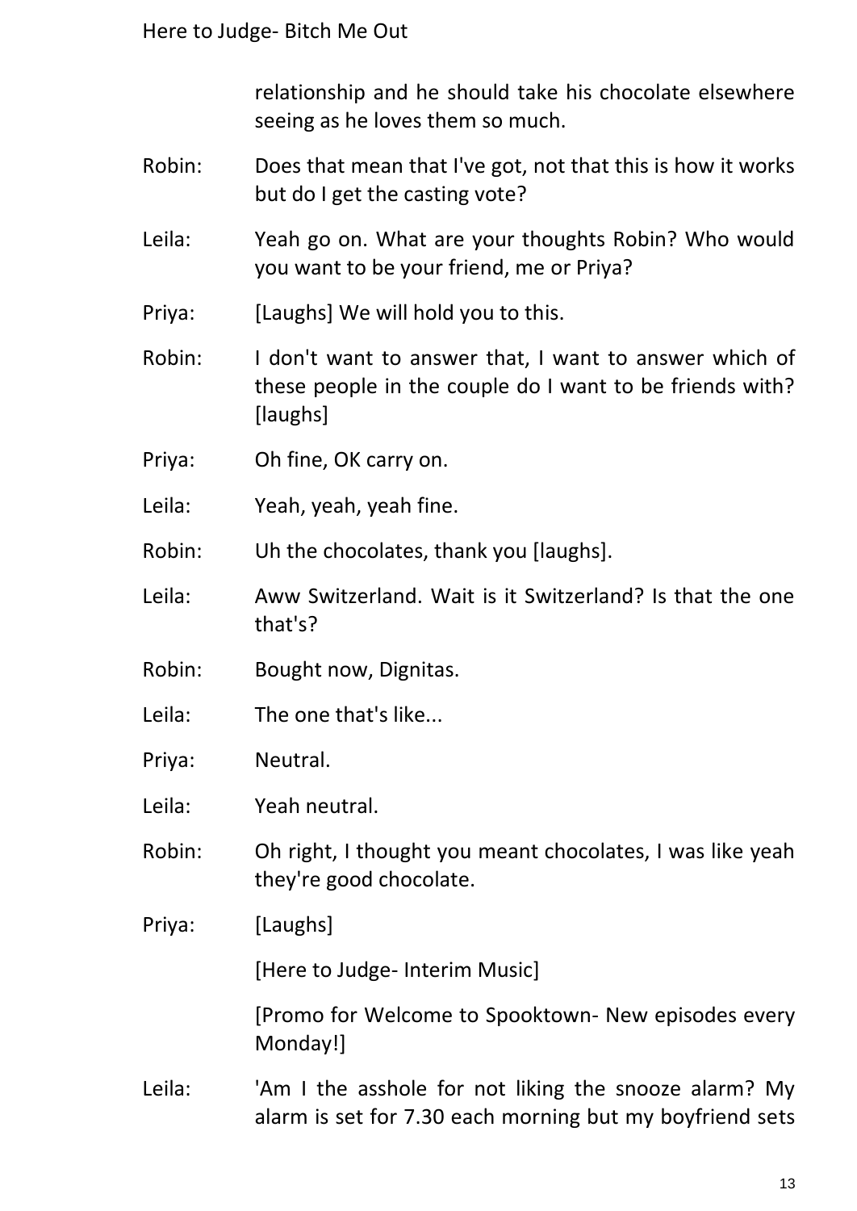relationship and he should take his chocolate elsewhere seeing as he loves them so much.

Robin: Does that mean that I've got, not that this is how it works but do I get the casting vote?

Leila: Yeah go on. What are your thoughts Robin? Who would you want to be your friend, me or Priya?

Priya: [Laughs] We will hold you to this.

Robin: I don't want to answer that, I want to answer which of these people in the couple do I want to be friends with? [laughs]

Priya: Oh fine, OK carry on.

Leila: Yeah, yeah, yeah fine.

Robin: Uh the chocolates, thank you [laughs].

Leila: Aww Switzerland. Wait is it Switzerland? Is that the one that's?

Robin: Bought now, Dignitas.

Leila: The one that's like...

Priya: Neutral.

Leila: Yeah neutral.

Robin: Oh right, I thought you meant chocolates, I was like yeah they're good chocolate.

Priya: [Laughs]

[Here to Judge- Interim Music]

[Promo for Welcome to Spooktown- New episodes every Monday!]

Leila: 'Am I the asshole for not liking the snooze alarm? My alarm is set for 7.30 each morning but my boyfriend sets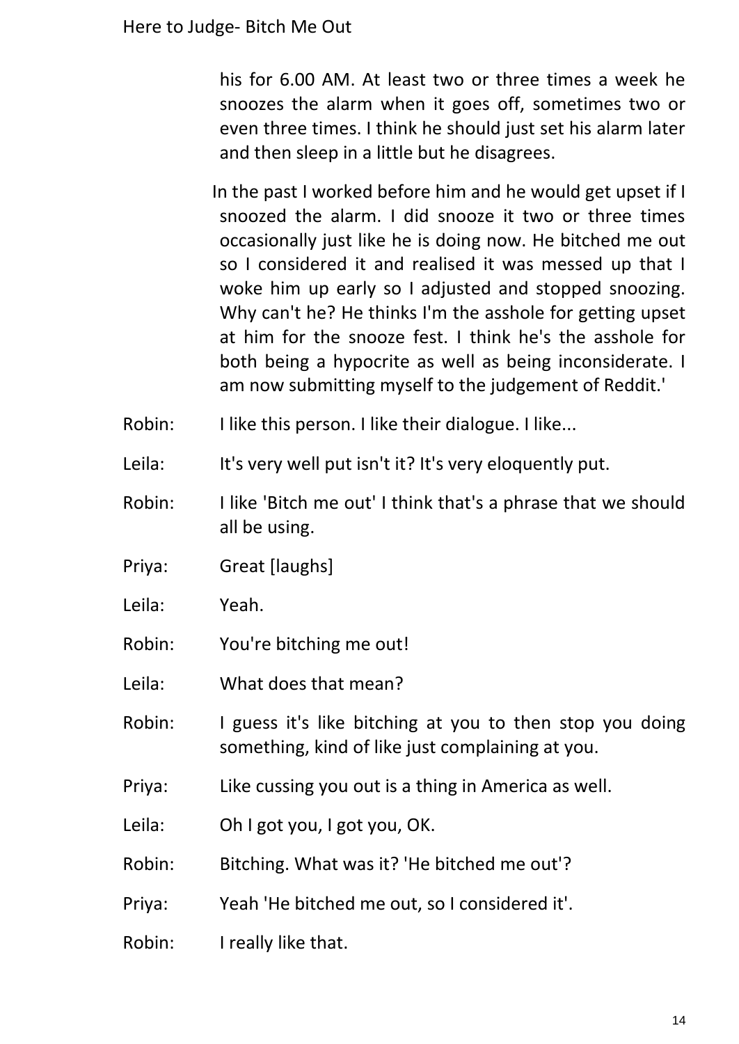his for 6.00 AM. At least two or three times a week he snoozes the alarm when it goes off, sometimes two or even three times. I think he should just set his alarm later and then sleep in a little but he disagrees.

In the past I worked before him and he would get upset if I snoozed the alarm. I did snooze it two or three times occasionally just like he is doing now. He bitched me out so I considered it and realised it was messed up that I woke him up early so I adjusted and stopped snoozing. Why can't he? He thinks I'm the asshole for getting upset at him for the snooze fest. I think he's the asshole for both being a hypocrite as well as being inconsiderate. I am now submitting myself to the judgement of Reddit.'

Robin: I like this person. I like their dialogue. I like...

Leila: It's very well put isn't it? It's very eloquently put.

Robin: I like 'Bitch me out' I think that's a phrase that we should all be using.

Priya: Great [laughs]

Leila: Yeah.

Robin: You're bitching me out!

Leila: What does that mean?

Robin: I guess it's like bitching at you to then stop you doing something, kind of like just complaining at you.

Priya: Like cussing you out is a thing in America as well.

Leila: Oh I got you, I got you, OK.

Robin: Bitching. What was it? 'He bitched me out'?

Priya: Yeah 'He bitched me out, so I considered it'.

Robin: I really like that.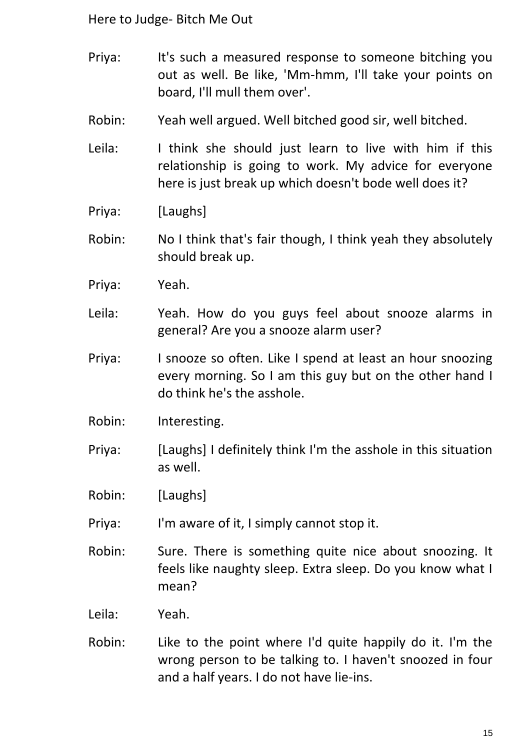Priya: It's such a measured response to someone bitching you out as well. Be like, 'Mm-hmm, I'll take your points on board, I'll mull them over'.

Robin: Yeah well argued. Well bitched good sir, well bitched.

Leila: I think she should just learn to live with him if this relationship is going to work. My advice for everyone here is just break up which doesn't bode well does it?

Priya: [Laughs]

Robin: No I think that's fair though, I think yeah they absolutely should break up.

Priya: Yeah.

Leila: Yeah. How do you guys feel about snooze alarms in general? Are you a snooze alarm user?

Priya: I snooze so often. Like I spend at least an hour snoozing every morning. So I am this guy but on the other hand I do think he's the asshole.

Robin: Interesting.

Priya: [Laughs] I definitely think I'm the asshole in this situation as well.

Robin: [Laughs]

Priya: I'm aware of it, I simply cannot stop it.

Robin: Sure. There is something quite nice about snoozing. It feels like naughty sleep. Extra sleep. Do you know what I mean?

Leila: Yeah.

Robin: Like to the point where I'd quite happily do it. I'm the wrong person to be talking to. I haven't snoozed in four and a half years. I do not have lie-ins.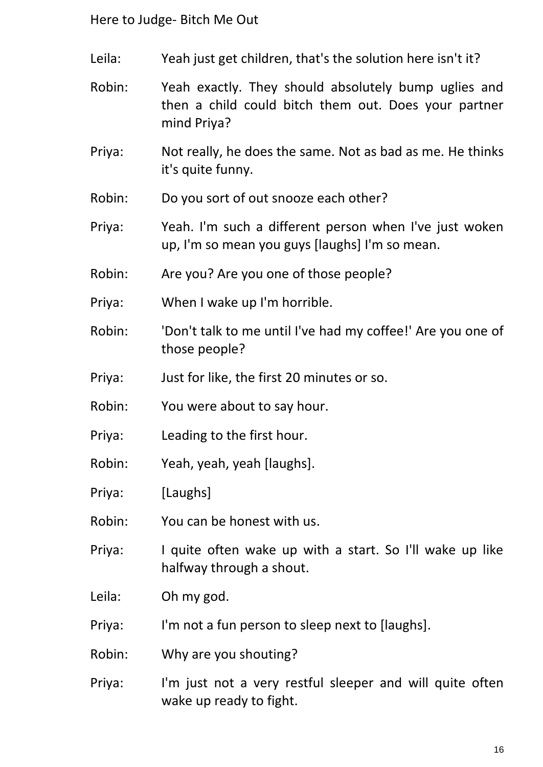Leila: Yeah just get children, that's the solution here isn't it?

Robin: Yeah exactly. They should absolutely bump uglies and then a child could bitch them out. Does your partner mind Priya?

Priya: Not really, he does the same. Not as bad as me. He thinks it's quite funny.

Robin: Do you sort of out snooze each other?

Priya: Yeah. I'm such a different person when I've just woken up, I'm so mean you guys [laughs] I'm so mean.

Robin: Are you? Are you one of those people?

Priya: When I wake up I'm horrible.

Robin: 'Don't talk to me until I've had my coffee!' Are you one of those people?

Priya: Just for like, the first 20 minutes or so.

Robin: You were about to say hour.

Priya: Leading to the first hour.

Robin: Yeah, yeah, yeah [laughs].

Priya: [Laughs]

Robin: You can be honest with us.

Priya: I quite often wake up with a start. So I'll wake up like halfway through a shout.

Leila: Oh my god.

Priya: I'm not a fun person to sleep next to [laughs].

Robin: Why are you shouting?

Priya: I'm just not a very restful sleeper and will quite often wake up ready to fight.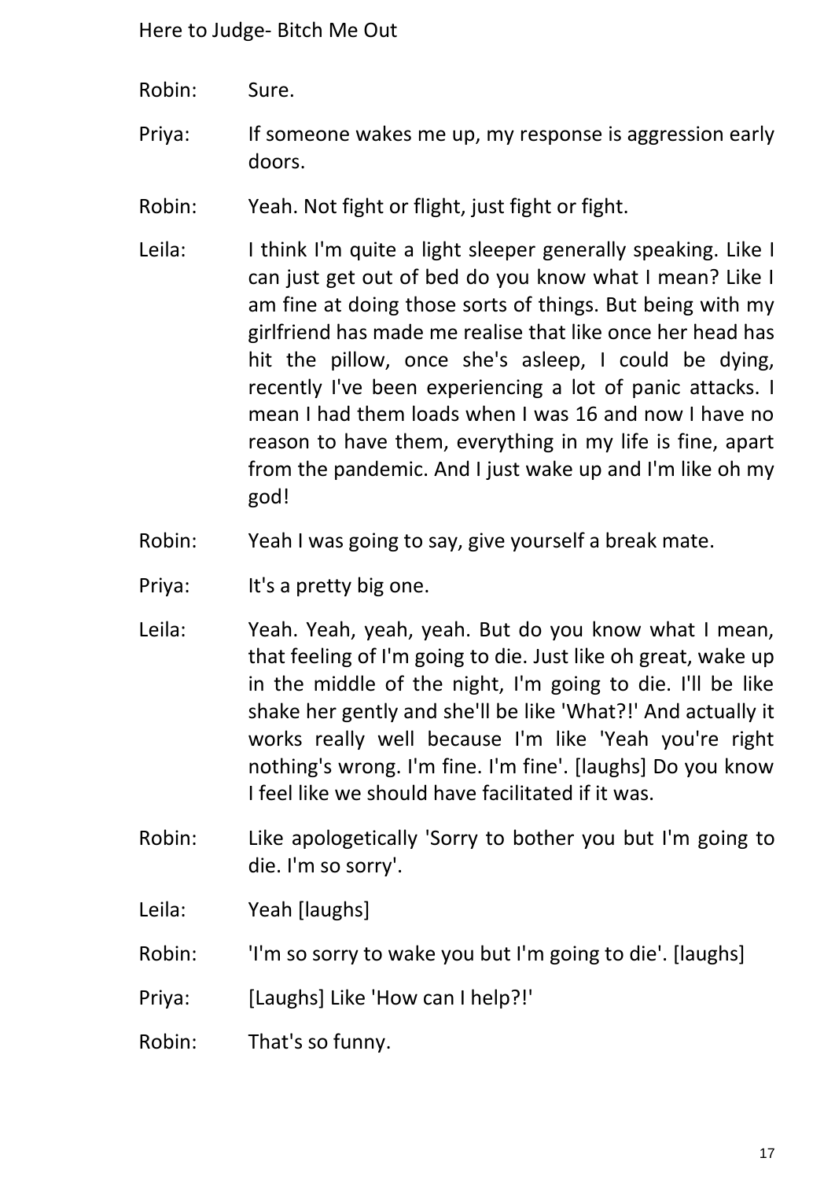Robin: Sure.

Priya: If someone wakes me up, my response is aggression early doors.

Robin: Yeah. Not fight or flight, just fight or fight.

Leila: I think I'm quite a light sleeper generally speaking. Like I can just get out of bed do you know what I mean? Like I am fine at doing those sorts of things. But being with my girlfriend has made me realise that like once her head has hit the pillow, once she's asleep, I could be dying, recently I've been experiencing a lot of panic attacks. I mean I had them loads when I was 16 and now I have no reason to have them, everything in my life is fine, apart from the pandemic. And I just wake up and I'm like oh my god!

Robin: Yeah I was going to say, give yourself a break mate.

Priya: It's a pretty big one.

Leila: Yeah. Yeah, yeah, yeah. But do you know what I mean, that feeling of I'm going to die. Just like oh great, wake up in the middle of the night, I'm going to die. I'll be like shake her gently and she'll be like 'What?!' And actually it works really well because I'm like 'Yeah you're right nothing's wrong. I'm fine. I'm fine'. [laughs] Do you know I feel like we should have facilitated if it was.

Robin: Like apologetically 'Sorry to bother you but I'm going to die. I'm so sorry'.

Leila: Yeah [laughs]

Robin: 'I'm so sorry to wake you but I'm going to die'. [laughs]

Priya: [Laughs] Like 'How can I help?!'

Robin: That's so funny.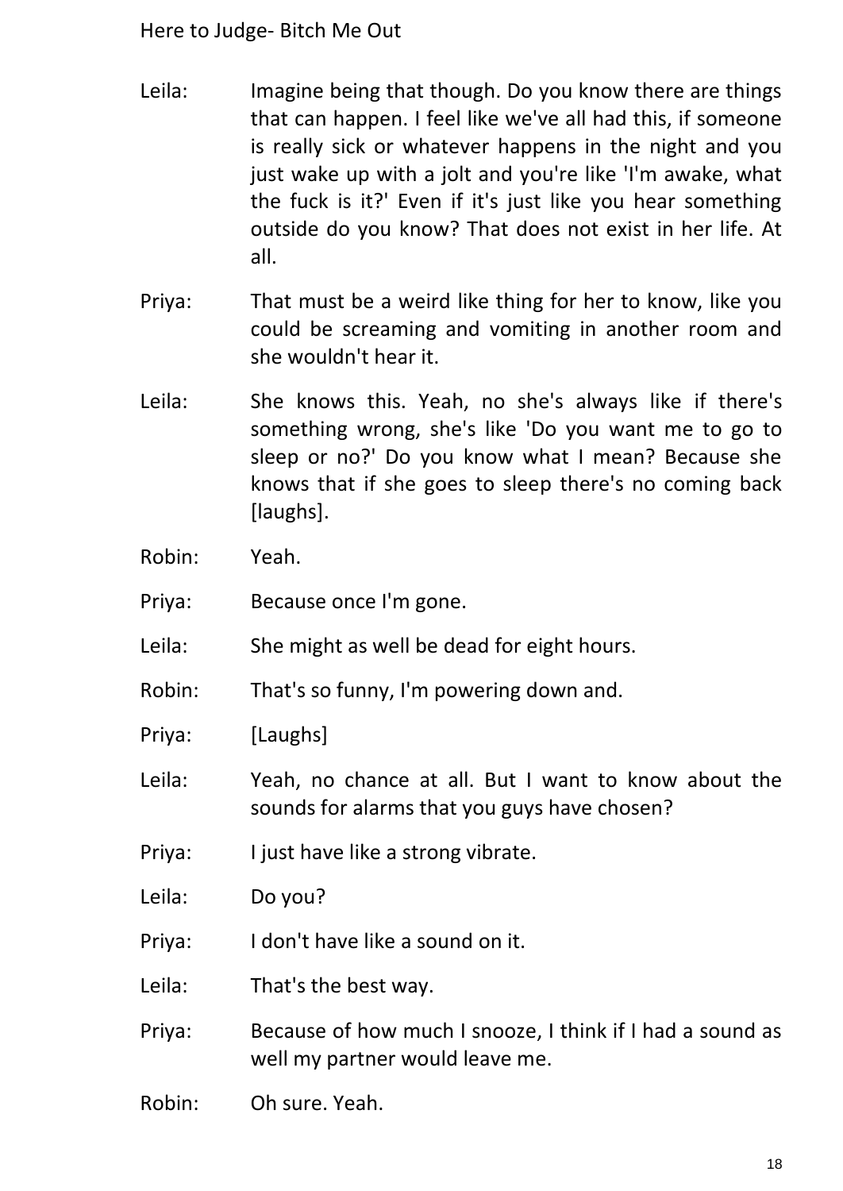Leila: Imagine being that though. Do you know there are things that can happen. I feel like we've all had this, if someone is really sick or whatever happens in the night and you just wake up with a jolt and you're like 'I'm awake, what the fuck is it?' Even if it's just like you hear something outside do you know? That does not exist in her life. At all.

Priya: That must be a weird like thing for her to know, like you could be screaming and vomiting in another room and she wouldn't hear it.

Leila: She knows this. Yeah, no she's always like if there's something wrong, she's like 'Do you want me to go to sleep or no?' Do you know what I mean? Because she knows that if she goes to sleep there's no coming back [laughs].

Robin: Yeah.

Priya: Because once I'm gone.

Leila: She might as well be dead for eight hours.

Robin: That's so funny, I'm powering down and.

Priya: [Laughs]

Leila: Yeah, no chance at all. But I want to know about the sounds for alarms that you guys have chosen?

Priya: I just have like a strong vibrate.

Leila: Do you?

Priya: I don't have like a sound on it.

Leila: That's the best way.

Priya: Because of how much I snooze, I think if I had a sound as well my partner would leave me.

Robin: Oh sure. Yeah.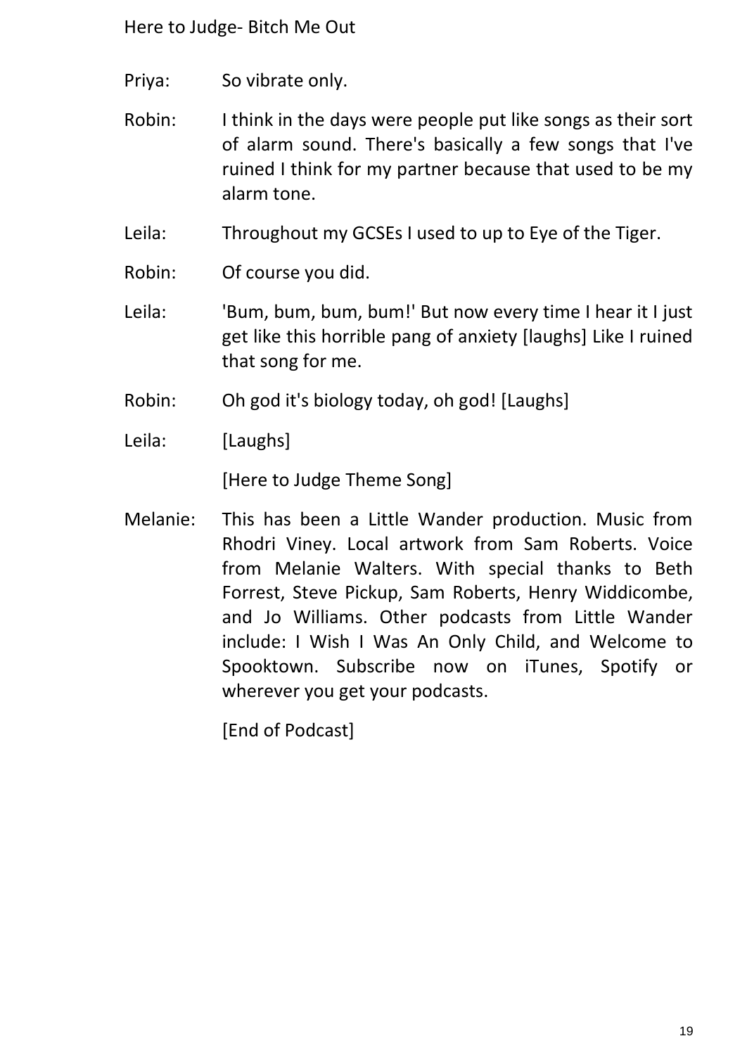Priya: So vibrate only.

Robin: I think in the days were people put like songs as their sort of alarm sound. There's basically a few songs that I've ruined I think for my partner because that used to be my alarm tone.

Leila: Throughout my GCSEs I used to up to Eye of the Tiger.

Robin: Of course you did.

Leila: 'Bum, bum, bum, bum!' But now every time I hear it I just get like this horrible pang of anxiety [laughs] Like I ruined that song for me.

Robin: Oh god it's biology today, oh god! [Laughs]

Leila: [Laughs]

[Here to Judge Theme Song]

Melanie: This has been a Little Wander production. Music from Rhodri Viney. Local artwork from Sam Roberts. Voice from Melanie Walters. With special thanks to Beth Forrest, Steve Pickup, Sam Roberts, Henry Widdicombe, and Jo Williams. Other podcasts from Little Wander include: I Wish I Was An Only Child, and Welcome to Spooktown. Subscribe now on iTunes, Spotify or wherever you get your podcasts.

[End of Podcast]